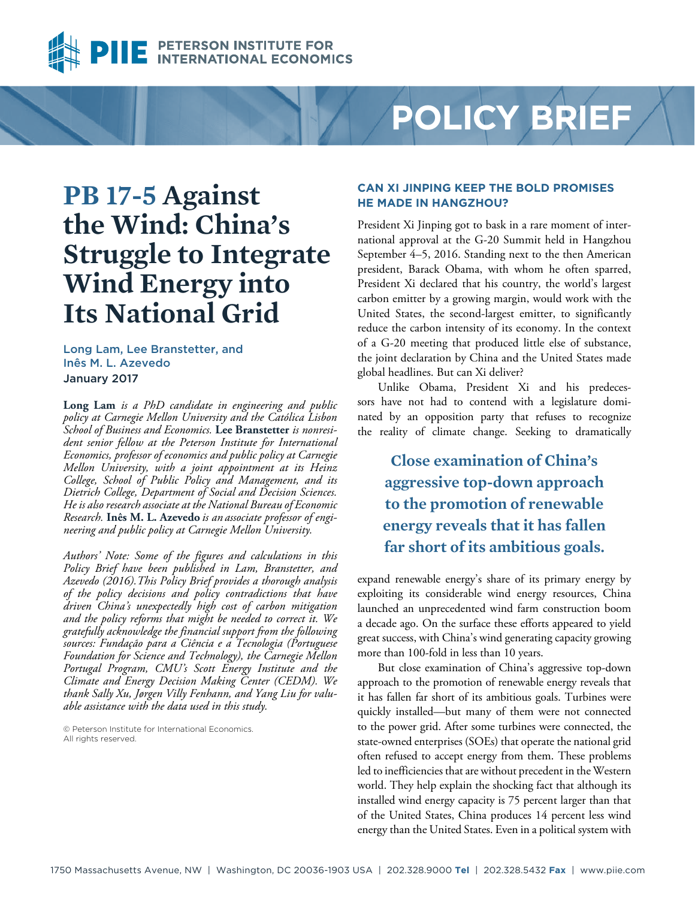# PB 17-5 Against the Wind: China's Struggle to Integrate Wind Energy into Its National Grid

Long Lam, Lee Branstetter, and Inês M. L. Azevedo

January 2017

**Long Lam** *is a PhD candidate in engineering and public policy at Carnegie Mellon University and the Católica Lisbon School of Business and Economics.* **Lee Branstetter** *is nonresident senior fellow at the Peterson Institute for International Economics, professor of economics and public policy at Carnegie Mellon University, with a joint appointment at its Heinz College, School of Public Policy and Management, and its Dietrich College, Department of Social and Decision Sciences. He is also research associate at the National Bureau of Economic Research.* **Inês M. L. Azevedo** *is an associate professor of engineering and public policy at Carnegie Mellon University.*

*Authors' Note: Some of the figures and calculations in this Policy Brief have been published in Lam, Branstetter, and Azevedo (2016). This Policy Brief provides a thorough analysis of the policy decisions and policy contradictions that have driven China's unexpectedly high cost of carbon mitigation and the policy reforms that might be needed to correct it. We gratefully acknowledge the financial support from the following sources: Fundação para a Ciência e a Tecnologia (Portuguese Foundation for Science and Technology), the Carnegie Mellon Portugal Program, CMU's Scott Energy Institute and the Climate and Energy Decision Making Center (CEDM). We thank Sally Xu, Jørgen Villy Fenhann, and Yang Liu for valuable assistance with the data used in this study.*

© Peterson Institute for International Economics. All rights reserved.

## CAN XI JINPING KEEP THE BOLD PROMISES HE MADE IN HANGZHOU?

President Xi Jinping got to bask in a rare moment of international approval at the G-20 Summit held in Hangzhou September 4–5, 2016. Standing next to the then American president, Barack Obama, with whom he often sparred, President Xi declared that his country, the world's largest carbon emitter by a growing margin, would work with the United States, the second-largest emitter, to significantly reduce the carbon intensity of its economy. In the context of a G-20 meeting that produced little else of substance, the joint declaration by China and the United States made global headlines. But can Xi deliver?

Unlike Obama, President Xi and his predecessors have not had to contend with a legislature dominated by an opposition party that refuses to recognize the reality of climate change. Seeking to dramatically expand renewable energy's share of its primary energy by exploiting its considerable wind energy resources, China launched an unprecedented wind farm construction boom a decade ago. On the surface these efforts appeared to yield great success, with China's wind generating capacity growing more than 100-fold in less than 10 years.

**Close examination of China's aggressive top-down approach to the promotion of renewable energy reveals that it has fallen far short of its ambitious goals.**

But close examination of China's aggressive top-down approach to the promotion of renewable energy reveals that it has fallen far short of its ambitious goals. Turbines were quickly installed—but many of them were not connected to the power grid. After some turbines were connected, the state-owned enterprises (SOEs) that operate the national grid often refused to accept energy from them. These problems led to inefficiencies that are without precedent in the Western world. They help explain the shocking fact that although its installed wind energy capacity is 75 percent larger than that of the United States, China produces 14 percent less wind energy than the United States. Even in a political system with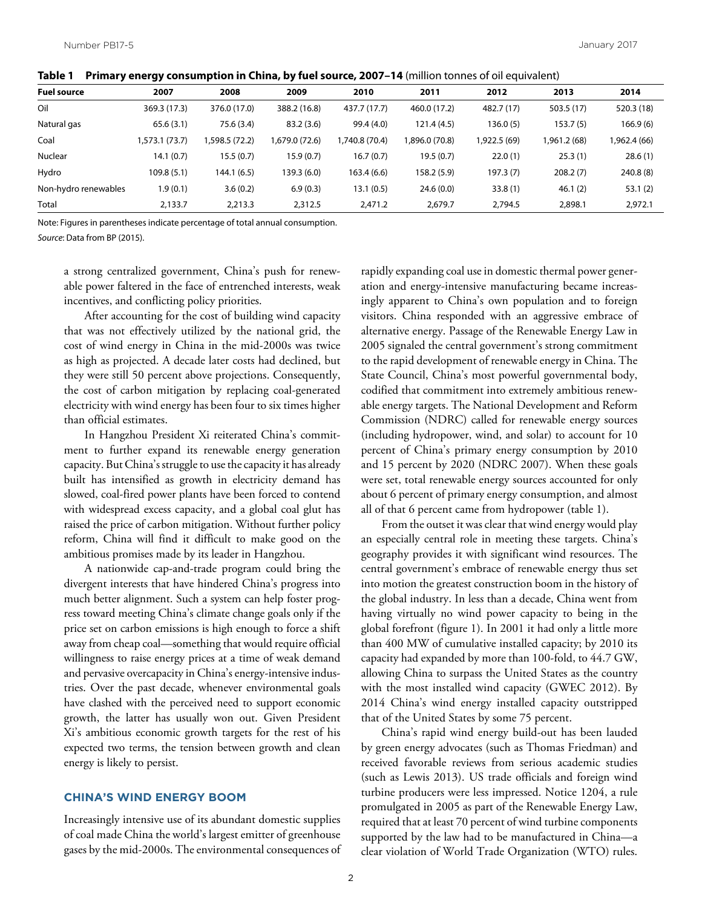**Table 1 Primary energy consumption in China, by fuel source, 2007–14** (million tonnes of oil equivalent)

| Fuel source | 2007 | 2008 | 2009 | 2010 | 2011 | 2012 | 2013 | 2014 |
|---|---|---|---|---|---|---|---|---|
| Oil | 369.3 (17.3) | 376.0 (17.0) | 388.2 (16.8) | 437.7 (17.7) | 460.0 (17.2) | 482.7 (17) | 503.5 (17) | 520.3 (18) |
| Natural gas | 65.6 (3.1) | 75.6 (3.4) | 83.2 (3.6) | 99.4 (4.0) | 121.4 (4.5) | 136.0 (5) | 153.7 (5) | 166.9 (6) |
| Coal | 1,573.1 (73.7) | 1,598.5 (72.2) | 1,679.0 (72.6) | 1,740.8 (70.4) | 1,896.0 (70.8) | 1,922.5 (69) | 1,961.2 (68) | 1,962.4 (66) |
| Nuclear | 14.1 (0.7) | 15.5 (0.7) | 15.9 (0.7) | 16.7 (0.7) | 19.5 (0.7) | 22.0 (1) | 25.3 (1) | 28.6 (1) |
| Hydro | 109.8 (5.1) | 144.1 (6.5) | 139.3 (6.0) | 163.4 (6.6) | 158.2 (5.9) | 197.3 (7) | 208.2 (7) | 240.8 (8) |
| Non-hydro renewables | 1.9 (0.1) | 3.6 (0.2) | 6.9 (0.3) | 13.1 (0.5) | 24.6 (0.0) | 33.8 (1) | 46.1 (2) | 53.1 (2) |
| Total | 2,133.7 | 2,213.3 | 2,312.5 | 2,471.2 | 2,679.7 | 2,794.5 | 2,898.1 | 2,972.1 |

Note: Figures in parentheses indicate percentage of total annual consumption.

*Source*: Data from BP (2015).

a strong centralized government, China's push for renewable power faltered in the face of entrenched interests, weak incentives, and conflicting policy priorities.

After accounting for the cost of building wind capacity that was not effectively utilized by the national grid, the cost of wind energy in China in the mid-2000s was twice as high as projected. A decade later costs had declined, but they were still 50 percent above projections. Consequently, the cost of carbon mitigation by replacing coal-generated electricity with wind energy has been four to six times higher than official estimates.

In Hangzhou President Xi reiterated China's commitment to further expand its renewable energy generation capacity. But China's struggle to use the capacity it has already built has intensified as growth in electricity demand has slowed, coal-fired power plants have been forced to contend with widespread excess capacity, and a global coal glut has raised the price of carbon mitigation. Without further policy reform, China will find it difficult to make good on the ambitious promises made by its leader in Hangzhou.

A nationwide cap-and-trade program could bring the divergent interests that have hindered China's progress into much better alignment. Such a system can help foster progress toward meeting China's climate change goals only if the price set on carbon emissions is high enough to force a shift away from cheap coal—something that would require official willingness to raise energy prices at a time of weak demand and pervasive overcapacity in China's energy-intensive industries. Over the past decade, whenever environmental goals have clashed with the perceived need to support economic growth, the latter has usually won out. Given President Xi's ambitious economic growth targets for the rest of his expected two terms, the tension between growth and clean energy is likely to persist.

## CHINA'S WIND ENERGY BOOM

Increasingly intensive use of its abundant domestic supplies of coal made China the world's largest emitter of greenhouse gases by the mid-2000s. The environmental consequences of rapidly expanding coal use in domestic thermal power generation and energy-intensive manufacturing became increasingly apparent to China's own population and to foreign visitors. China responded with an aggressive embrace of alternative energy. Passage of the Renewable Energy Law in 2005 signaled the central government's strong commitment to the rapid development of renewable energy in China. The State Council, China's most powerful governmental body, codified that commitment into extremely ambitious renewable energy targets. The National Development and Reform Commission (NDRC) called for renewable energy sources (including hydropower, wind, and solar) to account for 10 percent of China's primary energy consumption by 2010 and 15 percent by 2020 (NDRC 2007). When these goals were set, total renewable energy sources accounted for only about 6 percent of primary energy consumption, and almost all of that 6 percent came from hydropower (table 1).

From the outset it was clear that wind energy would play an especially central role in meeting these targets. China's geography provides it with significant wind resources. The central government's embrace of renewable energy thus set into motion the greatest construction boom in the history of the global industry. In less than a decade, China went from having virtually no wind power capacity to being in the global forefront (figure 1). In 2001 it had only a little more than 400 MW of cumulative installed capacity; by 2010 its capacity had expanded by more than 100-fold, to 44.7 GW, allowing China to surpass the United States as the country with the most installed wind capacity (GWEC 2012). By 2014 China's wind energy installed capacity outstripped that of the United States by some 75 percent.

China's rapid wind energy build-out has been lauded by green energy advocates (such as Thomas Friedman) and received favorable reviews from serious academic studies (such as Lewis 2013). US trade officials and foreign wind turbine producers were less impressed. Notice 1204, a rule promulgated in 2005 as part of the Renewable Energy Law, required that at least 70 percent of wind turbine components supported by the law had to be manufactured in China—a clear violation of World Trade Organization (WTO) rules.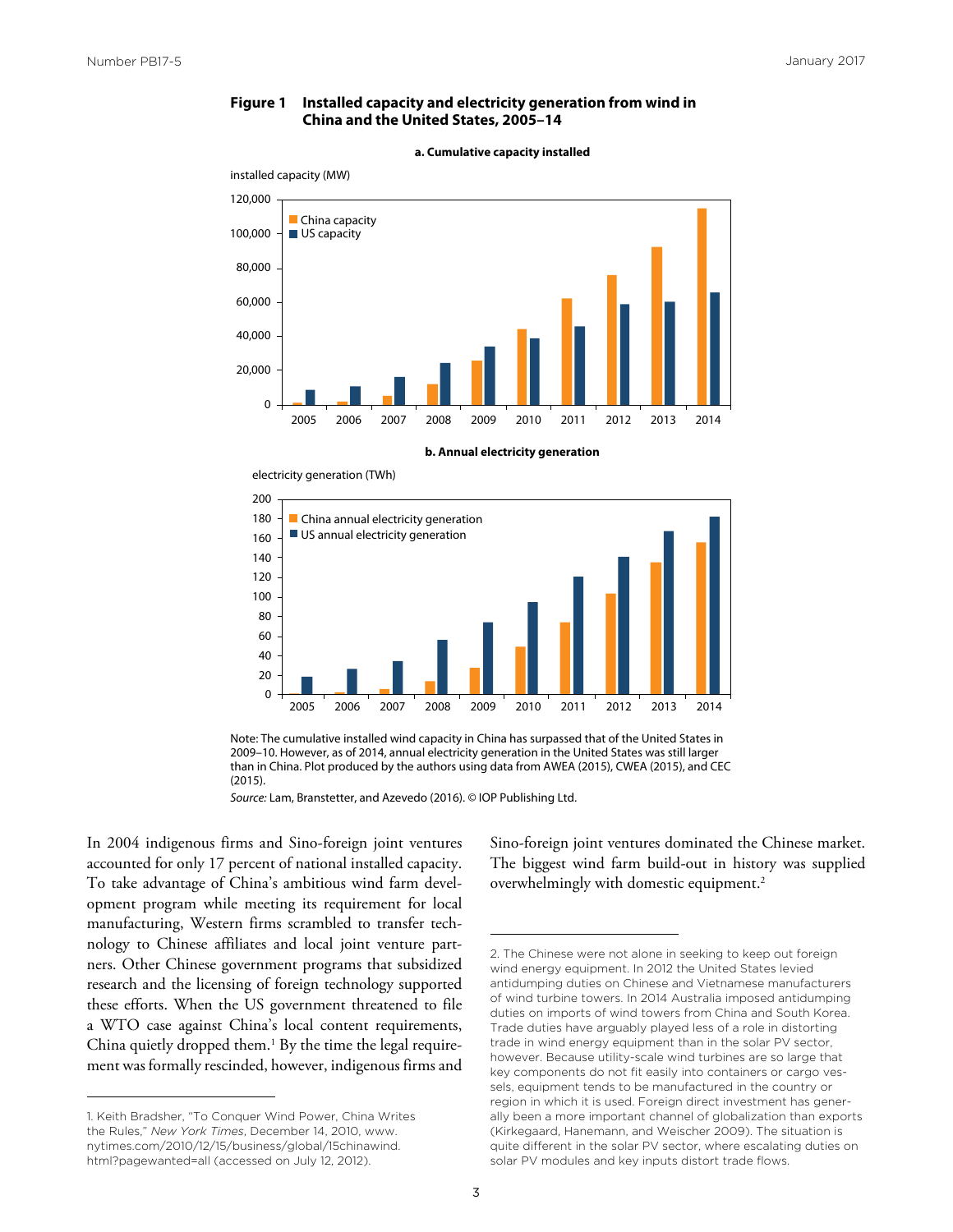**Figure 1 Installed capacity and electricity generation from wind in China and the United States, 2005–14**

Note: The cumulative installed wind capacity in China has surpassed that of the United States in 2009–10. However, as of 2014, annual electricity generation in the United States was still larger than in China. Plot produced by the authors using data from AWEA (2015), CWEA (2015), and CEC (2015).

*Source:* Lam, Branstetter, and Azevedo (2016). © IOP Publishing Ltd.

In 2004 indigenous firms and Sino-foreign joint ventures accounted for only 17 percent of national installed capacity. To take advantage of China's ambitious wind farm development program while meeting its requirement for local manufacturing, Western firms scrambled to transfer technology to Chinese affiliates and local joint venture partners. Other Chinese government programs that subsidized research and the licensing of foreign technology supported these efforts. When the US government threatened to file a WTO case against China's local content requirements, China quietly dropped them.[1] By the time the legal requirement was formally rescinded, however, indigenous firms and Sino-foreign joint ventures dominated the Chinese market. The biggest wind farm build-out in history was supplied overwhelmingly with domestic equipment.[2]

1. Keith Bradsher, "To Conquer Wind Power, China Writes the Rules," *New York Times*, December 14, 2010, www.nytimes.com/2010/12/15/business/global/15chinawind.html?pagewanted=all (accessed on July 12, 2012).

2. The Chinese were not alone in seeking to keep out foreign wind energy equipment. In 2012 the United States levied antidumping duties on Chinese and Vietnamese manufacturers of wind turbine towers. In 2014 Australia imposed antidumping duties on imports of wind towers from China and South Korea. Trade duties have arguably played less of a role in distorting trade in wind energy equipment than in the solar PV sector, however. Because utility-scale wind turbines are so large that key components do not fit easily into containers or cargo vessels, equipment tends to be manufactured in the country or region in which it is used. Foreign direct investment has generally been a more important channel of globalization than exports (Kirkegaard, Hanemann, and Weischer 2009). The situation is quite different in the solar PV sector, where escalating duties on solar PV modules and key inputs distort trade flows.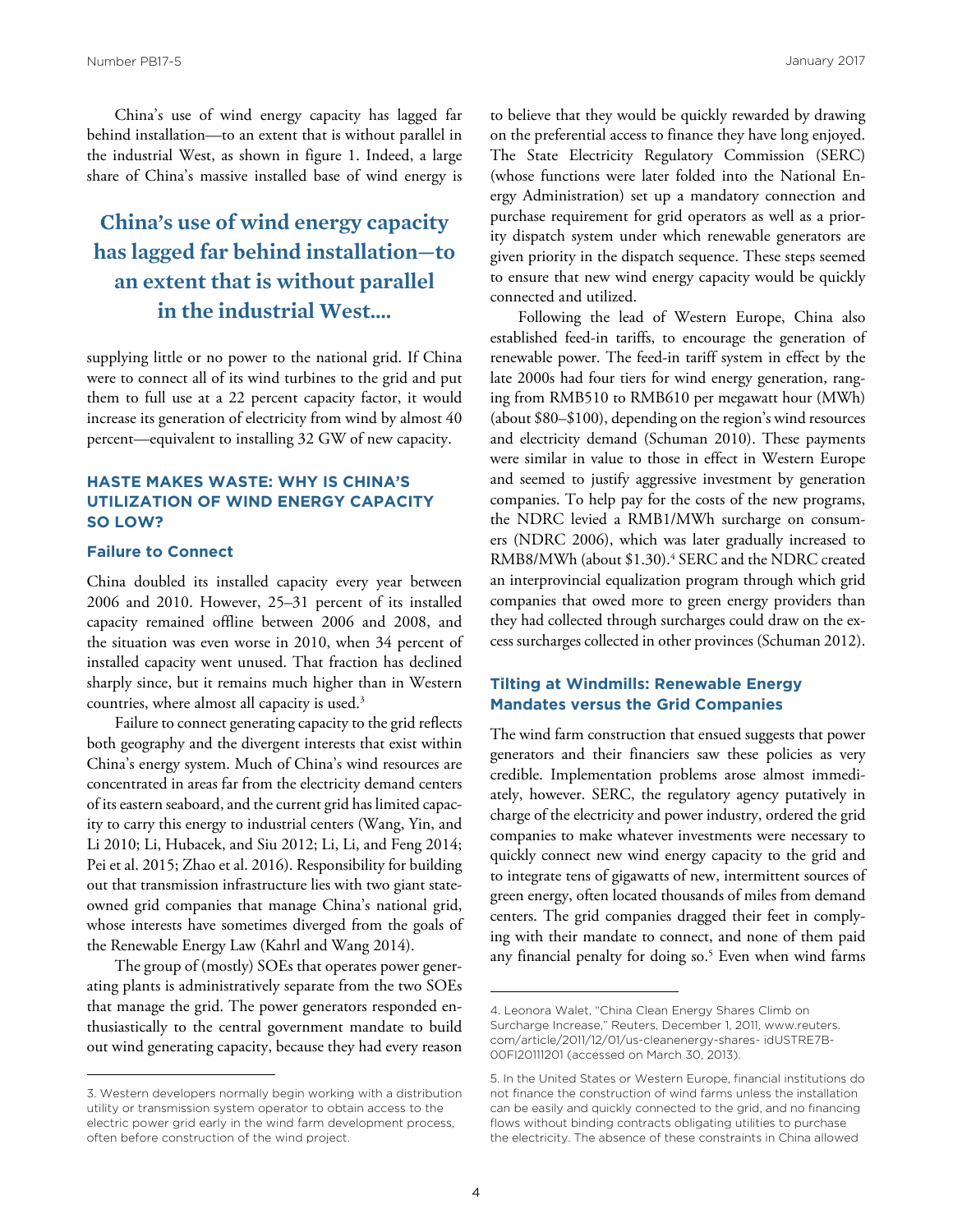China's use of wind energy capacity has lagged far behind installation—to an extent that is without parallel in the industrial West, as shown in figure 1. Indeed, a large share of China's massive installed base of wind energy is supplying little or no power to the national grid. If China were to connect all of its wind turbines to the grid and put them to full use at a 22 percent capacity factor, it would increase its generation of electricity from wind by almost 40 percent—equivalent to installing 32 GW of new capacity.

> **China's use of wind energy capacity has lagged far behind installation—to an extent that is without parallel in the industrial West....**

## HASTE MAKES WASTE: WHY IS CHINA'S UTILIZATION OF WIND ENERGY CAPACITY SO LOW?

### Failure to Connect

China doubled its installed capacity every year between 2006 and 2010. However, 25–31 percent of its installed capacity remained offline between 2006 and 2008, and the situation was even worse in 2010, when 34 percent of installed capacity went unused. That fraction has declined sharply since, but it remains much higher than in Western countries, where almost all capacity is used.[3]

Failure to connect generating capacity to the grid reflects both geography and the divergent interests that exist within China's energy system. Much of China's wind resources are concentrated in areas far from the electricity demand centers of its eastern seaboard, and the current grid has limited capacity to carry this energy to industrial centers (Wang, Yin, and Li 2010; Li, Hubacek, and Siu 2012; Li, Li, and Feng 2014; Pei et al. 2015; Zhao et al. 2016). Responsibility for building out that transmission infrastructure lies with two giant state-owned grid companies that manage China's national grid, whose interests have sometimes diverged from the goals of the Renewable Energy Law (Kahrl and Wang 2014).

The group of (mostly) SOEs that operates power generating plants is administratively separate from the two SOEs that manage the grid. The power generators responded enthusiastically to the central government mandate to build out wind generating capacity, because they had every reason to believe that they would be quickly rewarded by drawing on the preferential access to finance they have long enjoyed. The State Electricity Regulatory Commission (SERC) (whose functions were later folded into the National Energy Administration) set up a mandatory connection and purchase requirement for grid operators as well as a priority dispatch system under which renewable generators are given priority in the dispatch sequence. These steps seemed to ensure that new wind energy capacity would be quickly connected and utilized.

Following the lead of Western Europe, China also established feed-in tariffs, to encourage the generation of renewable power. The feed-in tariff system in effect by the late 2000s had four tiers for wind energy generation, ranging from RMB510 to RMB610 per megawatt hour (MWh) (about $80–$100), depending on the region's wind resources and electricity demand (Schuman 2010). These payments were similar in value to those in effect in Western Europe and seemed to justify aggressive investment by generation companies. To help pay for the costs of the new programs, the NDRC levied a RMB1/MWh surcharge on consumers (NDRC 2006), which was later gradually increased to RMB8/MWh (about $1.30).[4] SERC and the NDRC created an interprovincial equalization program through which grid companies that owed more to green energy providers than they had collected through surcharges could draw on the excess surcharges collected in other provinces (Schuman 2012).

### Tilting at Windmills: Renewable Energy Mandates versus the Grid Companies

The wind farm construction that ensued suggests that power generators and their financiers saw these policies as very credible. Implementation problems arose almost immediately, however. SERC, the regulatory agency putatively in charge of the electricity and power industry, ordered the grid companies to make whatever investments were necessary to quickly connect new wind energy capacity to the grid and to integrate tens of gigawatts of new, intermittent sources of green energy, often located thousands of miles from demand centers. The grid companies dragged their feet in complying with their mandate to connect, and none of them paid any financial penalty for doing so.[5] Even when wind farms

---

3. Western developers normally begin working with a distribution utility or transmission system operator to obtain access to the electric power grid early in the wind farm development process, often before construction of the wind project.

4. Leonora Walet, "China Clean Energy Shares Climb on Surcharge Increase," Reuters, December 1, 2011, www.reuters.com/article/2011/12/01/us-cleanenergy-shares- idUSTRE7B00FI20111201 (accessed on March 30, 2013).

5. In the United States or Western Europe, financial institutions do not finance the construction of wind farms unless the installation can be easily and quickly connected to the grid, and no financing flows without binding contracts obligating utilities to purchase the electricity. The absence of these constraints in China allowed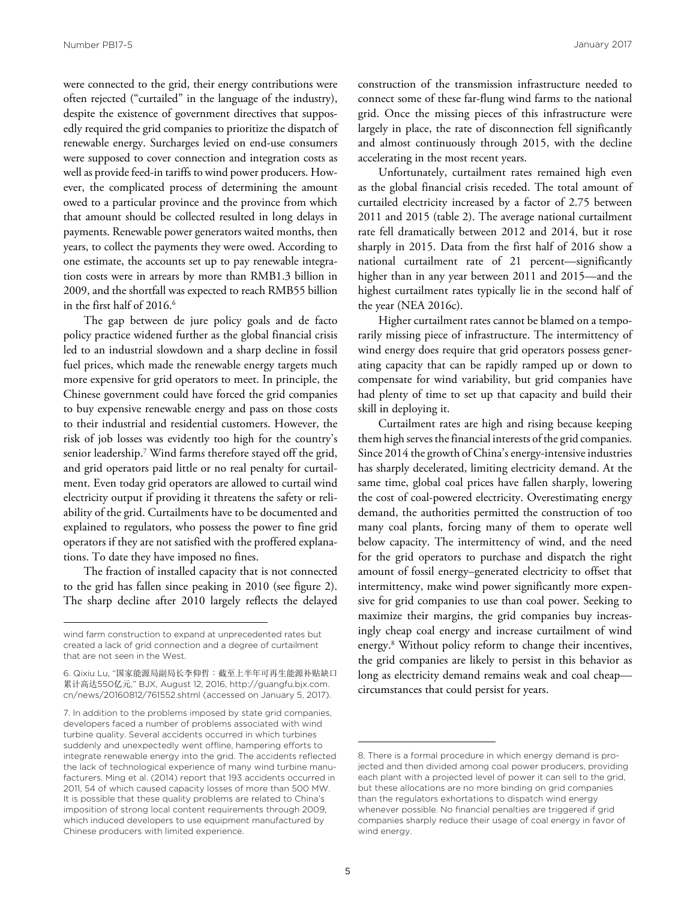were connected to the grid, their energy contributions were often rejected ("curtailed" in the language of the industry), despite the existence of government directives that supposedly required the grid companies to prioritize the dispatch of renewable energy. Surcharges levied on end-use consumers were supposed to cover connection and integration costs as well as provide feed-in tariffs to wind power producers. However, the complicated process of determining the amount owed to a particular province and the province from which that amount should be collected resulted in long delays in payments. Renewable power generators waited months, then years, to collect the payments they were owed. According to one estimate, the accounts set up to pay renewable integration costs were in arrears by more than RMB1.3 billion in 2009, and the shortfall was expected to reach RMB55 billion in the first half of 2016.[6]

The gap between de jure policy goals and de facto policy practice widened further as the global financial crisis led to an industrial slowdown and a sharp decline in fossil fuel prices, which made the renewable energy targets much more expensive for grid operators to meet. In principle, the Chinese government could have forced the grid companies to buy expensive renewable energy and pass on those costs to their industrial and residential customers. However, the risk of job losses was evidently too high for the country's senior leadership.[7] Wind farms therefore stayed off the grid, and grid operators paid little or no real penalty for curtailment. Even today grid operators are allowed to curtail wind electricity output if providing it threatens the safety or reliability of the grid. Curtailments have to be documented and explained to regulators, who possess the power to fine grid operators if they are not satisfied with the proffered explanations. To date they have imposed no fines.

The fraction of installed capacity that is not connected to the grid has fallen since peaking in 2010 (see figure 2). The sharp decline after 2010 largely reflects the delayed construction of the transmission infrastructure needed to connect some of these far-flung wind farms to the national grid. Once the missing pieces of this infrastructure were largely in place, the rate of disconnection fell significantly and almost continuously through 2015, with the decline accelerating in the most recent years.

Unfortunately, curtailment rates remained high even as the global financial crisis receded. The total amount of curtailed electricity increased by a factor of 2.75 between 2011 and 2015 (table 2). The average national curtailment rate fell dramatically between 2012 and 2014, but it rose sharply in 2015. Data from the first half of 2016 show a national curtailment rate of 21 percent—significantly higher than in any year between 2011 and 2015—and the highest curtailment rates typically lie in the second half of the year (NEA 2016c).

Higher curtailment rates cannot be blamed on a temporarily missing piece of infrastructure. The intermittency of wind energy does require that grid operators possess generating capacity that can be rapidly ramped up or down to compensate for wind variability, but grid companies have had plenty of time to set up that capacity and build their skill in deploying it.

Curtailment rates are high and rising because keeping them high serves the financial interests of the grid companies. Since 2014 the growth of China's energy-intensive industries has sharply decelerated, limiting electricity demand. At the same time, global coal prices have fallen sharply, lowering the cost of coal-powered electricity. Overestimating energy demand, the authorities permitted the construction of too many coal plants, forcing many of them to operate well below capacity. The intermittency of wind, and the need for the grid operators to purchase and dispatch the right amount of fossil energy–generated electricity to offset that intermittency, make wind power significantly more expensive for grid companies to use than coal power. Seeking to maximize their margins, the grid companies buy increasingly cheap coal energy and increase curtailment of wind energy.[8] Without policy reform to change their incentives, the grid companies are likely to persist in this behavior as long as electricity demand remains weak and coal cheap—circumstances that could persist for years.

---

wind farm construction to expand at unprecedented rates but created a lack of grid connection and a degree of curtailment that are not seen in the West.

6. Qixiu Lu, "国家能源局副局长李仰哲：截至上半年可再生能源补贴缺口累计高达550亿元," BJX, August 12, 2016, http://guangfu.bjx.com.cn/news/20160812/761552.shtml (accessed on January 5, 2017).

7. In addition to the problems imposed by state grid companies, developers faced a number of problems associated with wind turbine quality. Several accidents occurred in which turbines suddenly and unexpectedly went offline, hampering efforts to integrate renewable energy into the grid. The accidents reflected the lack of technological experience of many wind turbine manufacturers. Ming et al. (2014) report that 193 accidents occurred in 2011, 54 of which caused capacity losses of more than 500 MW. It is possible that these quality problems are related to China's imposition of strong local content requirements through 2009, which induced developers to use equipment manufactured by Chinese producers with limited experience.

8. There is a formal procedure in which energy demand is projected and then divided among coal power producers, providing each plant with a projected level of power it can sell to the grid, but these allocations are no more binding on grid companies than the regulators exhortations to dispatch wind energy whenever possible. No financial penalties are triggered if grid companies sharply reduce their usage of coal energy in favor of wind energy.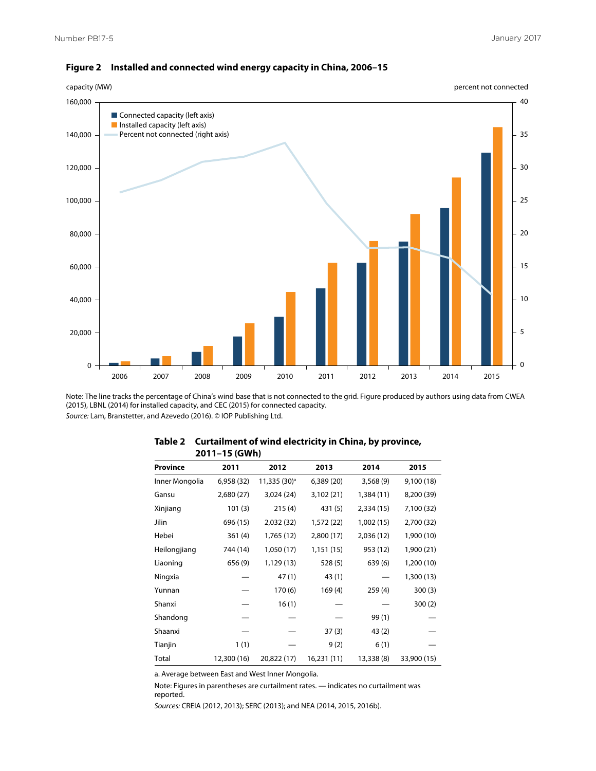**Figure 2 Installed and connected wind energy capacity in China, 2006–15**

Note: The line tracks the percentage of China's wind base that is not connected to the grid. Figure produced by authors using data from CWEA (2015), LBNL (2014) for installed capacity, and CEC (2015) for connected capacity.

*Source:* Lam, Branstetter, and Azevedo (2016). © IOP Publishing Ltd.

**Table 2 Curtailment of wind electricity in China, by province, 2011–15 (GWh)**

| Province | 2011 | 2012 | 2013 | 2014 | 2015 |
|---|---|---|---|---|---|
| Inner Mongolia | 6,958 (32) | 11,335 (30)[a] | 6,389 (20) | 3,568 (9) | 9,100 (18) |
| Gansu | 2,680 (27) | 3,024 (24) | 3,102 (21) | 1,384 (11) | 8,200 (39) |
| Xinjiang | 101 (3) | 215 (4) | 431 (5) | 2,334 (15) | 7,100 (32) |
| Jilin | 696 (15) | 2,032 (32) | 1,572 (22) | 1,002 (15) | 2,700 (32) |
| Hebei | 361 (4) | 1,765 (12) | 2,800 (17) | 2,036 (12) | 1,900 (10) |
| Heilongjiang | 744 (14) | 1,050 (17) | 1,151 (15) | 953 (12) | 1,900 (21) |
| Liaoning | 656 (9) | 1,129 (13) | 528 (5) | 639 (6) | 1,200 (10) |
| Ningxia | — | 47 (1) | 43 (1) | — | 1,300 (13) |
| Yunnan | — | 170 (6) | 169 (4) | 259 (4) | 300 (3) |
| Shanxi | — | 16 (1) | — | — | 300 (2) |
| Shandong | — | — | — | 99 (1) | — |
| Shaanxi | — | — | 37 (3) | 43 (2) | — |
| Tianjin | 1 (1) | — | 9 (2) | 6 (1) | — |
| Total | 12,300 (16) | 20,822 (17) | 16,231 (11) | 13,338 (8) | 33,900 (15) |

a. Average between East and West Inner Mongolia.

Note: Figures in parentheses are curtailment rates. — indicates no curtailment was reported.

*Sources:* CREIA (2012, 2013); SERC (2013); and NEA (2014, 2015, 2016b).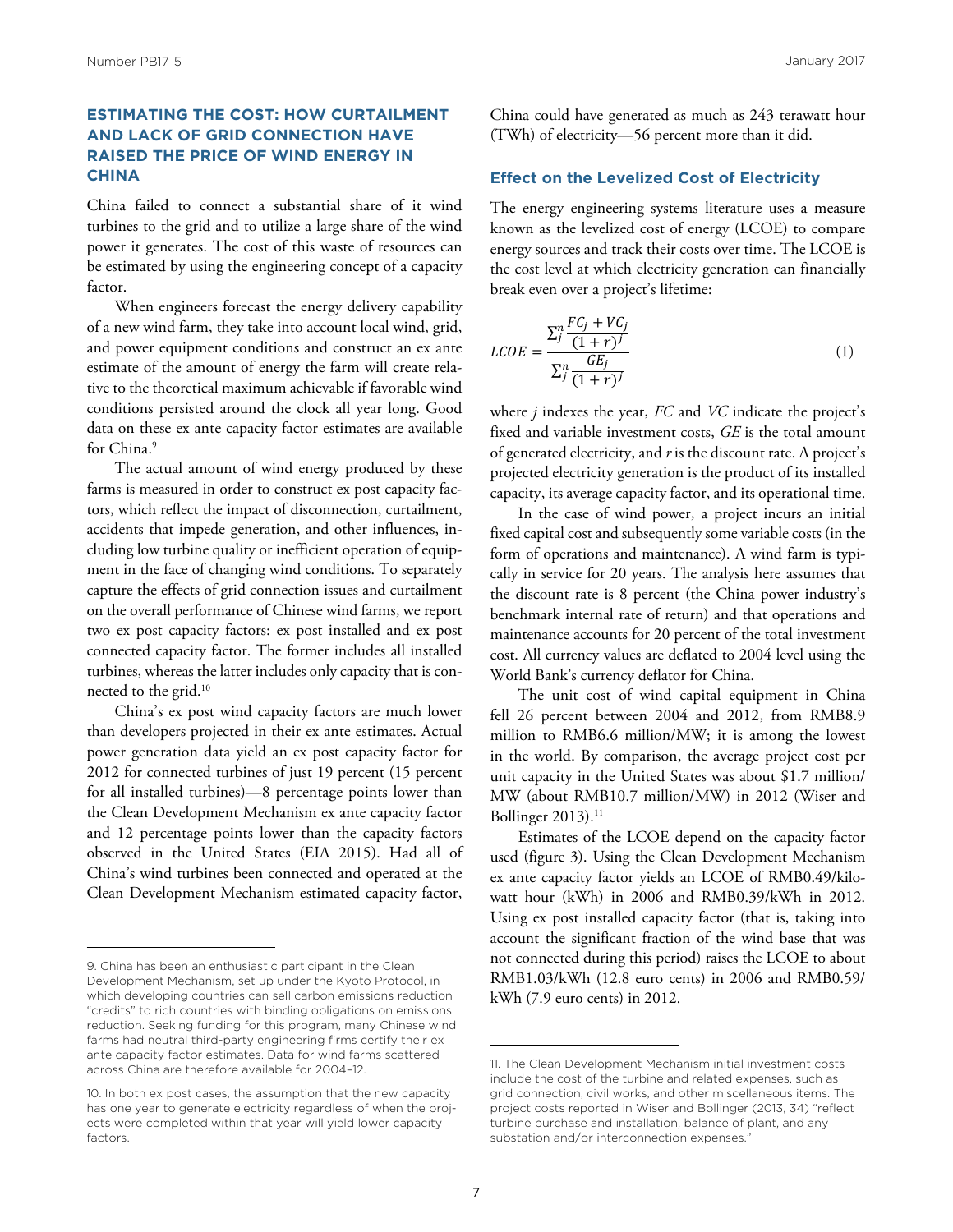## ESTIMATING THE COST: HOW CURTAILMENT AND LACK OF GRID CONNECTION HAVE RAISED THE PRICE OF WIND ENERGY IN CHINA

China failed to connect a substantial share of it wind turbines to the grid and to utilize a large share of the wind power it generates. The cost of this waste of resources can be estimated by using the engineering concept of a capacity factor.

When engineers forecast the energy delivery capability of a new wind farm, they take into account local wind, grid, and power equipment conditions and construct an ex ante estimate of the amount of energy the farm will create relative to the theoretical maximum achievable if favorable wind conditions persisted around the clock all year long. Good data on these ex ante capacity factor estimates are available for China.[9]

The actual amount of wind energy produced by these farms is measured in order to construct ex post capacity factors, which reflect the impact of disconnection, curtailment, accidents that impede generation, and other influences, including low turbine quality or inefficient operation of equipment in the face of changing wind conditions. To separately capture the effects of grid connection issues and curtailment on the overall performance of Chinese wind farms, we report two ex post capacity factors: ex post installed and ex post connected capacity factor. The former includes all installed turbines, whereas the latter includes only capacity that is connected to the grid.[10]

China's ex post wind capacity factors are much lower than developers projected in their ex ante estimates. Actual power generation data yield an ex post capacity factor for 2012 for connected turbines of just 19 percent (15 percent for all installed turbines)—8 percentage points lower than the Clean Development Mechanism ex ante capacity factor and 12 percentage points lower than the capacity factors observed in the United States (EIA 2015). Had all of China's wind turbines been connected and operated at the Clean Development Mechanism estimated capacity factor, China could have generated as much as 243 terawatt hour (TWh) of electricity—56 percent more than it did.

### Effect on the Levelized Cost of Electricity

The energy engineering systems literature uses a measure known as the levelized cost of energy (LCOE) to compare energy sources and track their costs over time. The LCOE is the cost level at which electricity generation can financially break even over a project's lifetime:

$$LCOE = \frac{\sum_j^n \frac{FC_j + VC_j}{(1+r)^j}}{\sum_j^n \frac{GE_j}{(1+r)^j}} \quad (1)$$

where $j$ indexes the year, $FC$ and $VC$ indicate the project's fixed and variable investment costs, $GE$ is the total amount of generated electricity, and $r$ is the discount rate. A project's projected electricity generation is the product of its installed capacity, its average capacity factor, and its operational time.

In the case of wind power, a project incurs an initial fixed capital cost and subsequently some variable costs (in the form of operations and maintenance). A wind farm is typically in service for 20 years. The analysis here assumes that the discount rate is 8 percent (the China power industry's benchmark internal rate of return) and that operations and maintenance accounts for 20 percent of the total investment cost. All currency values are deflated to 2004 level using the World Bank's currency deflator for China.

The unit cost of wind capital equipment in China fell 26 percent between 2004 and 2012, from RMB8.9 million to RMB6.6 million/MW; it is among the lowest in the world. By comparison, the average project cost per unit capacity in the United States was about \$1.7 million/MW (about RMB10.7 million/MW) in 2012 (Wiser and Bollinger 2013).[11]

Estimates of the LCOE depend on the capacity factor used (figure 3). Using the Clean Development Mechanism ex ante capacity factor yields an LCOE of RMB0.49/kilowatt hour (kWh) in 2006 and RMB0.39/kWh in 2012. Using ex post installed capacity factor (that is, taking into account the significant fraction of the wind base that was not connected during this period) raises the LCOE to about RMB1.03/kWh (12.8 euro cents) in 2006 and RMB0.59/kWh (7.9 euro cents) in 2012.

---

9. China has been an enthusiastic participant in the Clean Development Mechanism, set up under the Kyoto Protocol, in which developing countries can sell carbon emissions reduction "credits" to rich countries with binding obligations on emissions reduction. Seeking funding for this program, many Chinese wind farms had neutral third-party engineering firms certify their ex ante capacity factor estimates. Data for wind farms scattered across China are therefore available for 2004–12.

10. In both ex post cases, the assumption that the new capacity has one year to generate electricity regardless of when the projects were completed within that year will yield lower capacity factors.

11. The Clean Development Mechanism initial investment costs include the cost of the turbine and related expenses, such as grid connection, civil works, and other miscellaneous items. The project costs reported in Wiser and Bollinger (2013, 34) "reflect turbine purchase and installation, balance of plant, and any substation and/or interconnection expenses."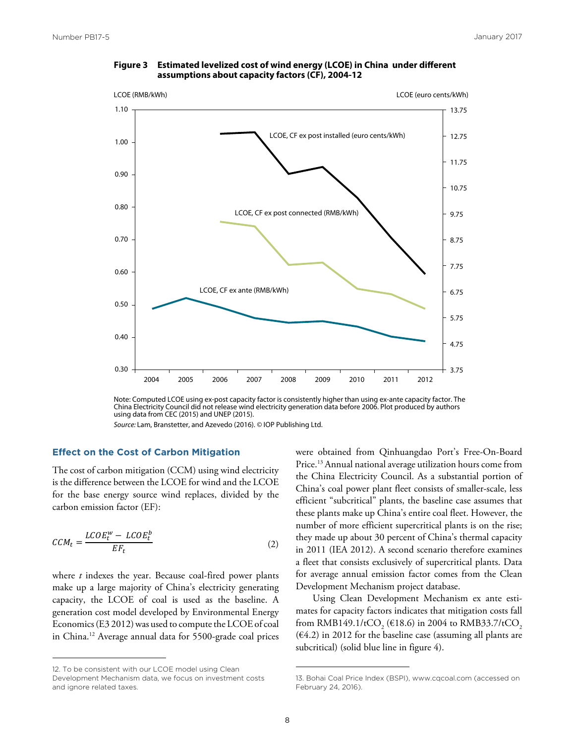**Figure 3 Estimated levelized cost of wind energy (LCOE) in China under different assumptions about capacity factors (CF), 2004-12**

Note: Computed LCOE using ex-post capacity factor is consistently higher than using ex-ante capacity factor. The China Electricity Council did not release wind electricity generation data before 2006. Plot produced by authors using data from CEC (2015) and UNEP (2015).

*Source:* Lam, Branstetter, and Azevedo (2016). © IOP Publishing Ltd.

### Effect on the Cost of Carbon Mitigation

The cost of carbon mitigation (CCM) using wind electricity is the difference between the LCOE for wind and the LCOE for the base energy source wind replaces, divided by the carbon emission factor (EF):

$$CCM_t = \frac{LCOE_t^w - LCOE_t^b}{EF_t} \tag{2}$$

where $t$ indexes the year. Because coal-fired power plants make up a large majority of China's electricity generating capacity, the LCOE of coal is used as the baseline. A generation cost model developed by Environmental Energy Economics (E3 2012) was used to compute the LCOE of coal in China.[12] Average annual data for 5500-grade coal prices were obtained from Qinhuangdao Port's Free-On-Board Price.[13] Annual national average utilization hours come from the China Electricity Council. As a substantial portion of China's coal power plant fleet consists of smaller-scale, less efficient "subcritical" plants, the baseline case assumes that these plants make up China's entire coal fleet. However, the number of more efficient supercritical plants is on the rise; they made up about 30 percent of China's thermal capacity in 2011 (IEA 2012). A second scenario therefore examines a fleet that consists exclusively of supercritical plants. Data for average annual emission factor comes from the Clean Development Mechanism project database.

Using Clean Development Mechanism ex ante estimates for capacity factors indicates that mitigation costs fall from RMB149.1/t$CO_2$ (€18.6) in 2004 to RMB33.7/t$CO_2$ (€4.2) in 2012 for the baseline case (assuming all plants are subcritical) (solid blue line in figure 4).

12. To be consistent with our LCOE model using Clean Development Mechanism data, we focus on investment costs and ignore related taxes.

13. Bohai Coal Price Index (BSPI), www.cqcoal.com (accessed on February 24, 2016).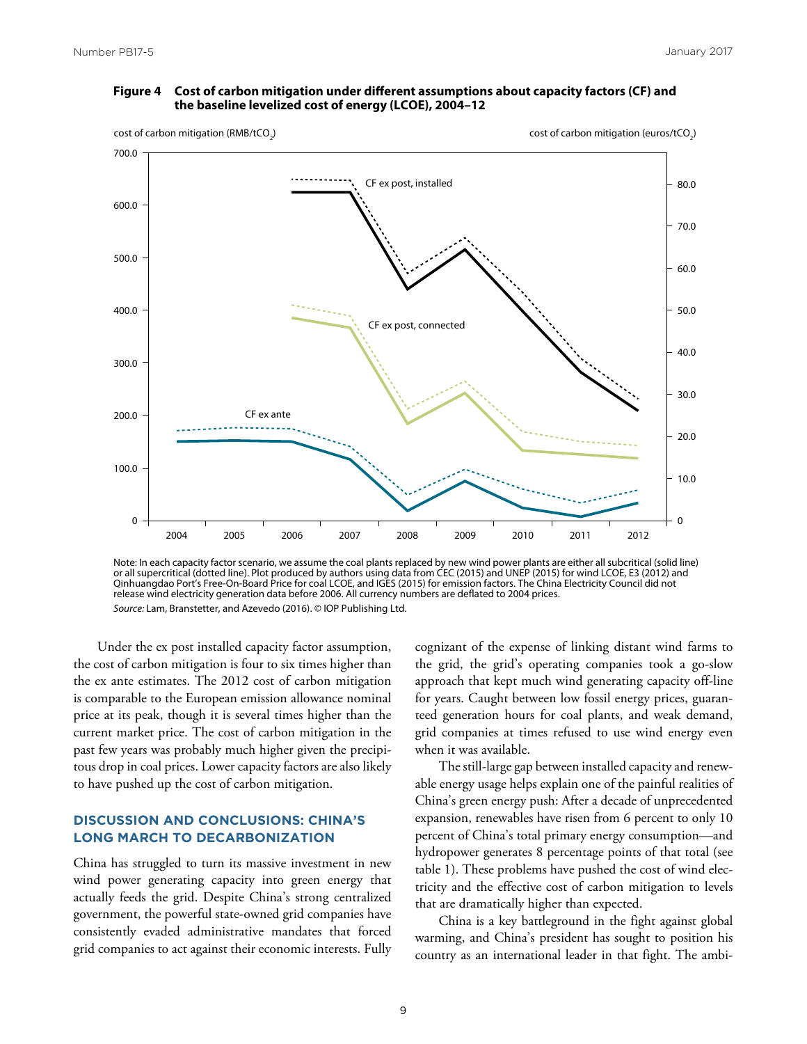**Figure 4 Cost of carbon mitigation under different assumptions about capacity factors (CF) and the baseline levelized cost of energy (LCOE), 2004–12**

Note: In each capacity factor scenario, we assume the coal plants replaced by new wind power plants are either all subcritical (solid line) or all supercritical (dotted line). Plot produced by authors using data from CEC (2015) and UNEP (2015) for wind LCOE, E3 (2012) and Qinhuangdao Port's Free-On-Board Price for coal LCOE, and IGES (2015) for emission factors. The China Electricity Council did not release wind electricity generation data before 2006. All currency numbers are deflated to 2004 prices.

*Source:* Lam, Branstetter, and Azevedo (2016). © IOP Publishing Ltd.

Under the ex post installed capacity factor assumption, the cost of carbon mitigation is four to six times higher than the ex ante estimates. The 2012 cost of carbon mitigation is comparable to the European emission allowance nominal price at its peak, though it is several times higher than the current market price. The cost of carbon mitigation in the past few years was probably much higher given the precipitous drop in coal prices. Lower capacity factors are also likely to have pushed up the cost of carbon mitigation.

## DISCUSSION AND CONCLUSIONS: CHINA'S LONG MARCH TO DECARBONIZATION

China has struggled to turn its massive investment in new wind power generating capacity into green energy that actually feeds the grid. Despite China's strong centralized government, the powerful state-owned grid companies have consistently evaded administrative mandates that forced grid companies to act against their economic interests. Fully cognizant of the expense of linking distant wind farms to the grid, the grid's operating companies took a go-slow approach that kept much wind generating capacity off-line for years. Caught between low fossil energy prices, guaranteed generation hours for coal plants, and weak demand, grid companies at times refused to use wind energy even when it was available.

The still-large gap between installed capacity and renewable energy usage helps explain one of the painful realities of China's green energy push: After a decade of unprecedented expansion, renewables have risen from 6 percent to only 10 percent of China's total primary energy consumption—and hydropower generates 8 percentage points of that total (see table 1). These problems have pushed the cost of wind electricity and the effective cost of carbon mitigation to levels that are dramatically higher than expected.

China is a key battleground in the fight against global warming, and China's president has sought to position his country as an international leader in that fight. The ambi-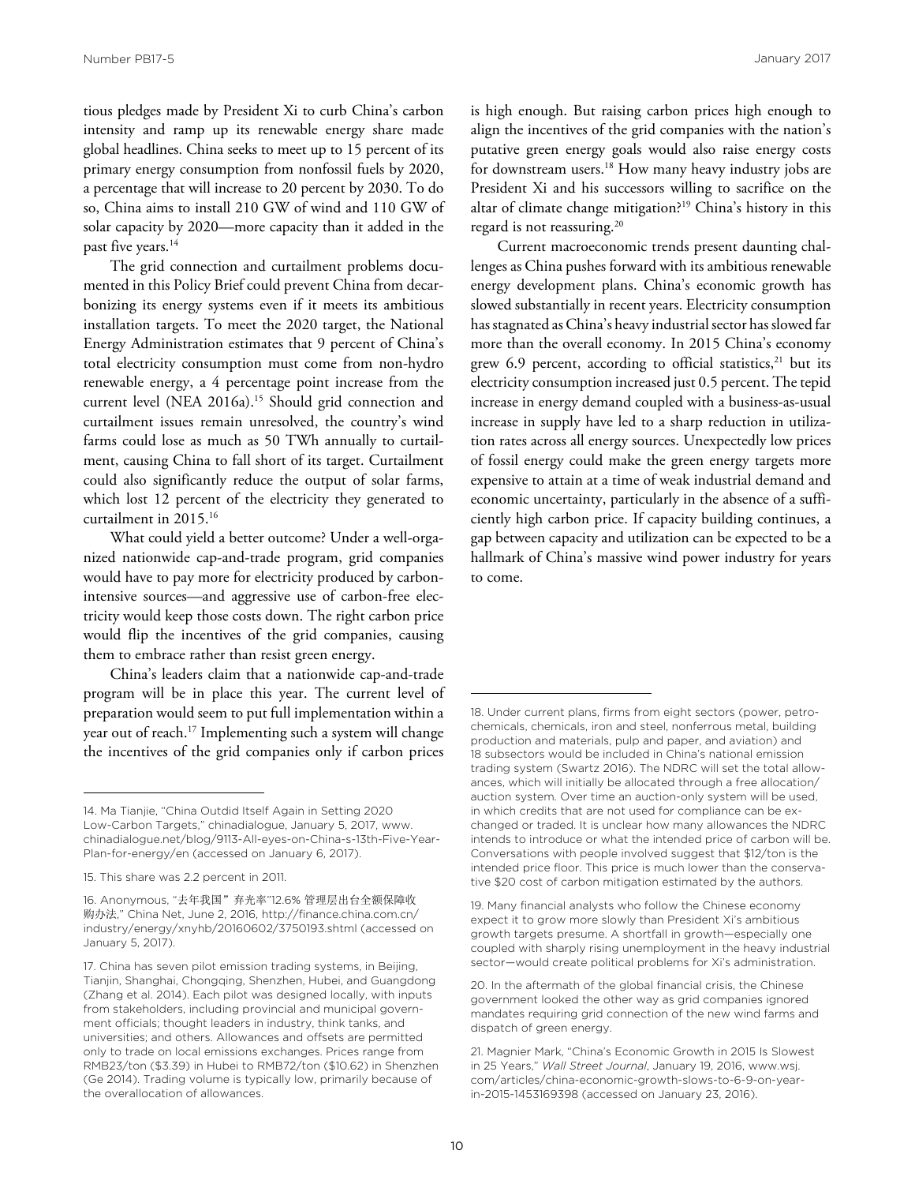tious pledges made by President Xi to curb China's carbon intensity and ramp up its renewable energy share made global headlines. China seeks to meet up to 15 percent of its primary energy consumption from nonfossil fuels by 2020, a percentage that will increase to 20 percent by 2030. To do so, China aims to install 210 GW of wind and 110 GW of solar capacity by 2020—more capacity than it added in the past five years.[14]

The grid connection and curtailment problems documented in this Policy Brief could prevent China from decarbonizing its energy systems even if it meets its ambitious installation targets. To meet the 2020 target, the National Energy Administration estimates that 9 percent of China's total electricity consumption must come from non-hydro renewable energy, a 4 percentage point increase from the current level (NEA 2016a).[15] Should grid connection and curtailment issues remain unresolved, the country's wind farms could lose as much as 50 TWh annually to curtailment, causing China to fall short of its target. Curtailment could also significantly reduce the output of solar farms, which lost 12 percent of the electricity they generated to curtailment in 2015.[16]

What could yield a better outcome? Under a well-organized nationwide cap-and-trade program, grid companies would have to pay more for electricity produced by carbon-intensive sources—and aggressive use of carbon-free electricity would keep those costs down. The right carbon price would flip the incentives of the grid companies, causing them to embrace rather than resist green energy.

China's leaders claim that a nationwide cap-and-trade program will be in place this year. The current level of preparation would seem to put full implementation within a year out of reach.[17] Implementing such a system will change the incentives of the grid companies only if carbon prices is high enough. But raising carbon prices high enough to align the incentives of the grid companies with the nation's putative green energy goals would also raise energy costs for downstream users.[18] How many heavy industry jobs are President Xi and his successors willing to sacrifice on the altar of climate change mitigation?[19] China's history in this regard is not reassuring.[20]

Current macroeconomic trends present daunting challenges as China pushes forward with its ambitious renewable energy development plans. China's economic growth has slowed substantially in recent years. Electricity consumption has stagnated as China's heavy industrial sector has slowed far more than the overall economy. In 2015 China's economy grew 6.9 percent, according to official statistics,[21] but its electricity consumption increased just 0.5 percent. The tepid increase in energy demand coupled with a business-as-usual increase in supply have led to a sharp reduction in utilization rates across all energy sources. Unexpectedly low prices of fossil energy could make the green energy targets more expensive to attain at a time of weak industrial demand and economic uncertainty, particularly in the absence of a sufficiently high carbon price. If capacity building continues, a gap between capacity and utilization can be expected to be a hallmark of China's massive wind power industry for years to come.

---

14. Ma Tianjie, "China Outdid Itself Again in Setting 2020 Low-Carbon Targets," chinadialogue, January 5, 2017, www.chinadialogue.net/blog/9113-All-eyes-on-China-s-13th-Five-Year-Plan-for-energy/en (accessed on January 6, 2017).

15. This share was 2.2 percent in 2011.

16. Anonymous, "去年我国"弃光率"12.6% 管理层出台全额保障收购办法," China Net, June 2, 2016, http://finance.china.com.cn/industry/energy/xnyhb/20160602/3750193.shtml (accessed on January 5, 2017).

17. China has seven pilot emission trading systems, in Beijing, Tianjin, Shanghai, Chongqing, Shenzhen, Hubei, and Guangdong (Zhang et al. 2014). Each pilot was designed locally, with inputs from stakeholders, including provincial and municipal government officials; thought leaders in industry, think tanks, and universities; and others. Allowances and offsets are permitted only to trade on local emissions exchanges. Prices range from RMB23/ton ($3.39) in Hubei to RMB72/ton ($10.62) in Shenzhen (Ge 2014). Trading volume is typically low, primarily because of the overallocation of allowances.

18. Under current plans, firms from eight sectors (power, petrochemicals, chemicals, iron and steel, nonferrous metal, building production and materials, pulp and paper, and aviation) and 18 subsectors would be included in China's national emission trading system (Swartz 2016). The NDRC will set the total allowances, which will initially be allocated through a free allocation/auction system. Over time an auction-only system will be used, in which credits that are not used for compliance can be exchanged or traded. It is unclear how many allowances the NDRC intends to introduce or what the intended price of carbon will be. Conversations with people involved suggest that $12/ton is the intended price floor. This price is much lower than the conservative $20 cost of carbon mitigation estimated by the authors.

19. Many financial analysts who follow the Chinese economy expect it to grow more slowly than President Xi's ambitious growth targets presume. A shortfall in growth—especially one coupled with sharply rising unemployment in the heavy industrial sector—would create political problems for Xi's administration.

20. In the aftermath of the global financial crisis, the Chinese government looked the other way as grid companies ignored mandates requiring grid connection of the new wind farms and dispatch of green energy.

21. Magnier Mark, "China's Economic Growth in 2015 Is Slowest in 25 Years," *Wall Street Journal*, January 19, 2016, www.wsj.com/articles/china-economic-growth-slows-to-6-9-on-year-in-2015-1453169398 (accessed on January 23, 2016).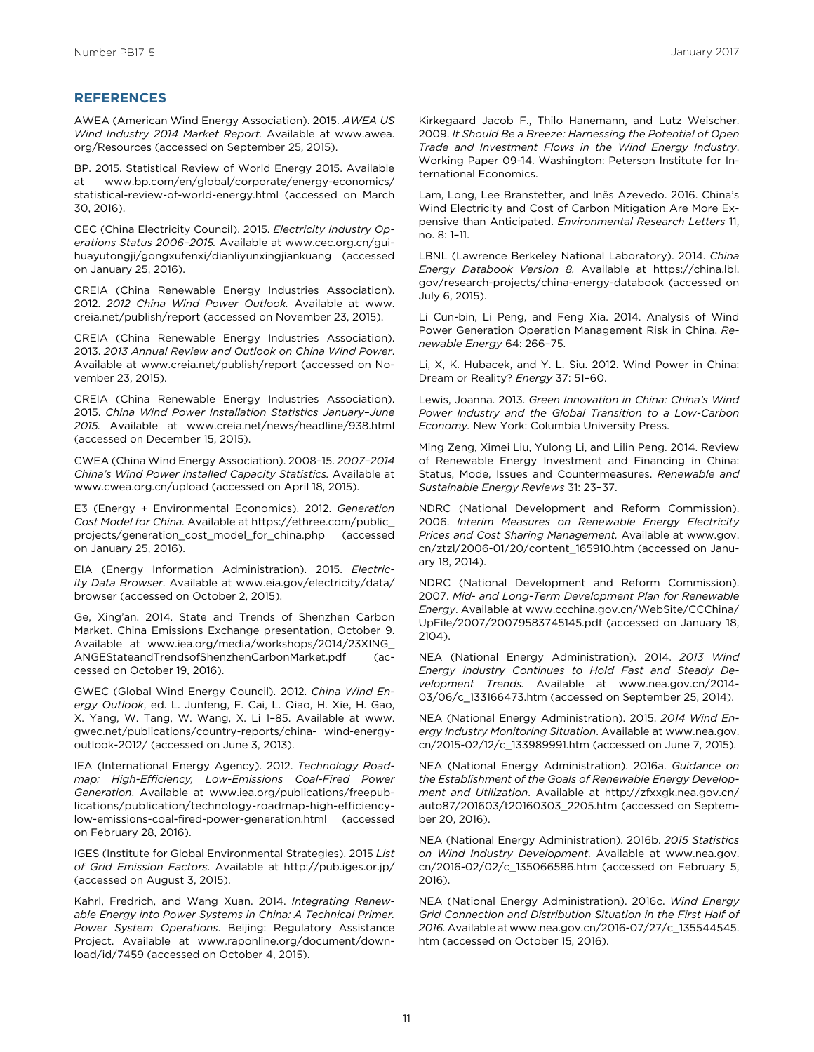## REFERENCES

AWEA (American Wind Energy Association). 2015. *AWEA US Wind Industry 2014 Market Report.* Available at www.awea.org/Resources (accessed on September 25, 2015).

BP. 2015. Statistical Review of World Energy 2015. Available at www.bp.com/en/global/corporate/energy-economics/statistical-review-of-world-energy.html (accessed on March 30, 2016).

CEC (China Electricity Council). 2015. *Electricity Industry Operations Status 2006–2015.* Available at www.cec.org.cn/guihuayutongji/gongxufenxi/dianliyunxingjiankuang (accessed on January 25, 2016).

CREIA (China Renewable Energy Industries Association). 2012. *2012 China Wind Power Outlook.* Available at www.creia.net/publish/report (accessed on November 23, 2015).

CREIA (China Renewable Energy Industries Association). 2013. *2013 Annual Review and Outlook on China Wind Power*. Available at www.creia.net/publish/report (accessed on November 23, 2015).

CREIA (China Renewable Energy Industries Association). 2015. *China Wind Power Installation Statistics January–June 2015.* Available at www.creia.net/news/headline/938.html (accessed on December 15, 2015).

CWEA (China Wind Energy Association). 2008–15. *2007–2014 China's Wind Power Installed Capacity Statistics.* Available at www.cwea.org.cn/upload (accessed on April 18, 2015).

E3 (Energy + Environmental Economics). 2012. *Generation Cost Model for China.* Available at https://ethree.com/public_projects/generation_cost_model_for_china.php (accessed on January 25, 2016).

EIA (Energy Information Administration). 2015. *Electricity Data Browser*. Available at www.eia.gov/electricity/data/browser (accessed on October 2, 2015).

Ge, Xing'an. 2014. State and Trends of Shenzhen Carbon Market. China Emissions Exchange presentation, October 9. Available at www.iea.org/media/workshops/2014/23XING_ANGEStateandTrendsofShenzhenCarbonMarket.pdf (accessed on October 19, 2016).

GWEC (Global Wind Energy Council). 2012. *China Wind Energy Outlook*, ed. L. Junfeng, F. Cai, L. Qiao, H. Xie, H. Gao, X. Yang, W. Tang, W. Wang, X. Li 1–85. Available at www.gwec.net/publications/country-reports/china- wind-energy-outlook-2012/ (accessed on June 3, 2013).

IEA (International Energy Agency). 2012. *Technology Roadmap: High-Efficiency, Low-Emissions Coal-Fired Power Generation*. Available at www.iea.org/publications/freepublications/publication/technology-roadmap-high-efficiency-low-emissions-coal-fired-power-generation.html (accessed on February 28, 2016).

IGES (Institute for Global Environmental Strategies). 2015 *List of Grid Emission Factors*. Available at http://pub.iges.or.jp/ (accessed on August 3, 2015).

Kahrl, Fredrich, and Wang Xuan. 2014. *Integrating Renewable Energy into Power Systems in China: A Technical Primer. Power System Operations*. Beijing: Regulatory Assistance Project. Available at www.raponline.org/document/download/id/7459 (accessed on October 4, 2015).

Kirkegaard Jacob F., Thilo Hanemann, and Lutz Weischer. 2009. *It Should Be a Breeze: Harnessing the Potential of Open Trade and Investment Flows in the Wind Energy Industry*. Working Paper 09-14. Washington: Peterson Institute for International Economics.

Lam, Long, Lee Branstetter, and Inês Azevedo. 2016. China's Wind Electricity and Cost of Carbon Mitigation Are More Expensive than Anticipated. *Environmental Research Letters* 11, no. 8: 1–11.

LBNL (Lawrence Berkeley National Laboratory). 2014. *China Energy Databook Version 8.* Available at https://china.lbl.gov/research-projects/china-energy-databook (accessed on July 6, 2015).

Li Cun-bin, Li Peng, and Feng Xia. 2014. Analysis of Wind Power Generation Operation Management Risk in China. *Renewable Energy* 64: 266–75.

Li, X, K. Hubacek, and Y. L. Siu. 2012. Wind Power in China: Dream or Reality? *Energy* 37: 51–60.

Lewis, Joanna. 2013. *Green Innovation in China: China's Wind Power Industry and the Global Transition to a Low-Carbon Economy.* New York: Columbia University Press.

Ming Zeng, Ximei Liu, Yulong Li, and Lilin Peng. 2014. Review of Renewable Energy Investment and Financing in China: Status, Mode, Issues and Countermeasures. *Renewable and Sustainable Energy Reviews* 31: 23–37.

NDRC (National Development and Reform Commission). 2006. *Interim Measures on Renewable Energy Electricity Prices and Cost Sharing Management.* Available at www.gov.cn/ztzl/2006-01/20/content_165910.htm (accessed on January 18, 2014).

NDRC (National Development and Reform Commission). 2007. *Mid- and Long-Term Development Plan for Renewable Energy*. Available at www.ccchina.gov.cn/WebSite/CCChina/UpFile/2007/20079583745145.pdf (accessed on January 18, 2104).

NEA (National Energy Administration). 2014. *2013 Wind Energy Industry Continues to Hold Fast and Steady Development Trends.* Available at www.nea.gov.cn/2014-03/06/c_133166473.htm (accessed on September 25, 2014).

NEA (National Energy Administration). 2015. *2014 Wind Energy Industry Monitoring Situation*. Available at www.nea.gov.cn/2015-02/12/c_133989991.htm (accessed on June 7, 2015).

NEA (National Energy Administration). 2016a. *Guidance on the Establishment of the Goals of Renewable Energy Development and Utilization*. Available at http://zfxxgk.nea.gov.cn/auto87/201603/t20160303_2205.htm (accessed on September 20, 2016).

NEA (National Energy Administration). 2016b. *2015 Statistics on Wind Industry Development*. Available at www.nea.gov.cn/2016-02/02/c_135066586.htm (accessed on February 5, 2016).

NEA (National Energy Administration). 2016c. *Wind Energy Grid Connection and Distribution Situation in the First Half of 2016.* Available at www.nea.gov.cn/2016-07/27/c_135544545.htm (accessed on October 15, 2016).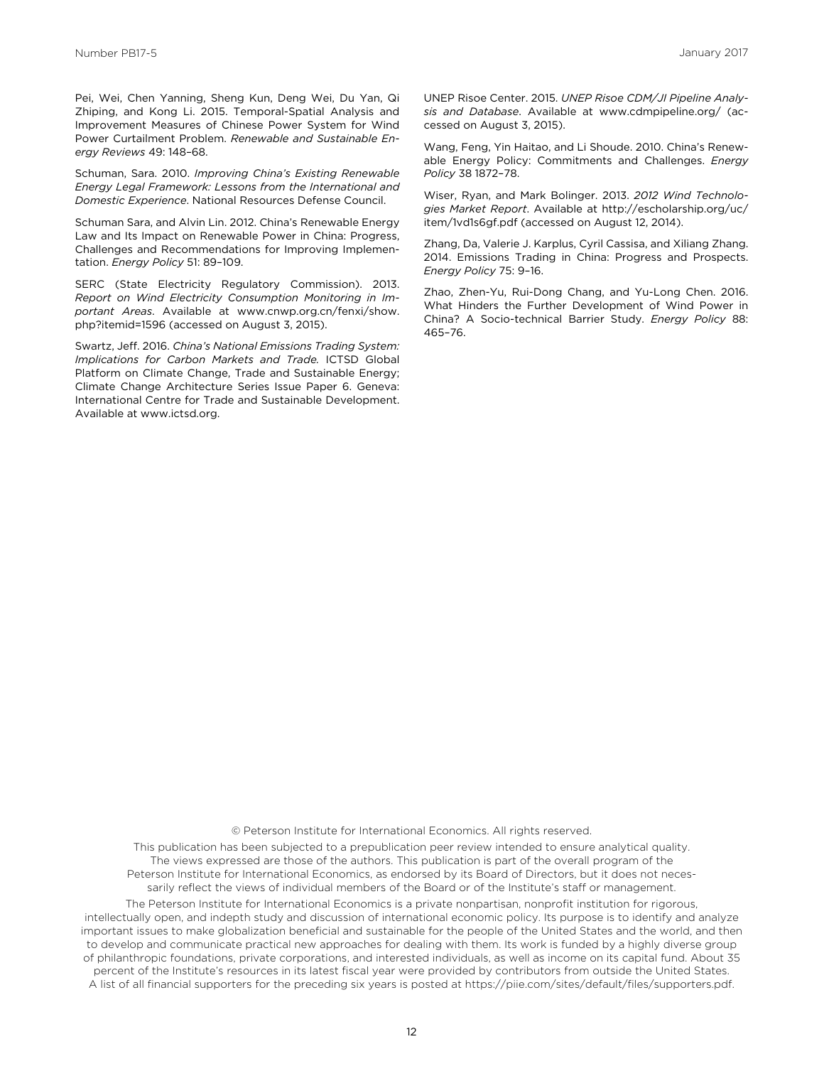Pei, Wei, Chen Yanning, Sheng Kun, Deng Wei, Du Yan, Qi Zhiping, and Kong Li. 2015. Temporal-Spatial Analysis and Improvement Measures of Chinese Power System for Wind Power Curtailment Problem. *Renewable and Sustainable Energy Reviews* 49: 148–68.

Schuman, Sara. 2010. *Improving China's Existing Renewable Energy Legal Framework: Lessons from the International and Domestic Experience*. National Resources Defense Council.

Schuman Sara, and Alvin Lin. 2012. China's Renewable Energy Law and Its Impact on Renewable Power in China: Progress, Challenges and Recommendations for Improving Implementation. *Energy Policy* 51: 89–109.

SERC (State Electricity Regulatory Commission). 2013. *Report on Wind Electricity Consumption Monitoring in Important Areas*. Available at www.cnwp.org.cn/fenxi/show.php?itemid=1596 (accessed on August 3, 2015).

Swartz, Jeff. 2016. *China's National Emissions Trading System: Implications for Carbon Markets and Trade.* ICTSD Global Platform on Climate Change, Trade and Sustainable Energy; Climate Change Architecture Series Issue Paper 6. Geneva: International Centre for Trade and Sustainable Development. Available at www.ictsd.org.

UNEP Risoe Center. 2015. *UNEP Risoe CDM/JI Pipeline Analysis and Database*. Available at www.cdmpipeline.org/ (accessed on August 3, 2015).

Wang, Feng, Yin Haitao, and Li Shoude. 2010. China's Renewable Energy Policy: Commitments and Challenges. *Energy Policy* 38 1872–78.

Wiser, Ryan, and Mark Bolinger. 2013. *2012 Wind Technologies Market Report*. Available at http://escholarship.org/uc/item/1vd1s6gf.pdf (accessed on August 12, 2014).

Zhang, Da, Valerie J. Karplus, Cyril Cassisa, and Xiliang Zhang. 2014. Emissions Trading in China: Progress and Prospects. *Energy Policy* 75: 9–16.

Zhao, Zhen-Yu, Rui-Dong Chang, and Yu-Long Chen. 2016. What Hinders the Further Development of Wind Power in China? A Socio-technical Barrier Study. *Energy Policy* 88: 465–76.

© Peterson Institute for International Economics. All rights reserved.

This publication has been subjected to a prepublication peer review intended to ensure analytical quality. The views expressed are those of the authors. This publication is part of the overall program of the Peterson Institute for International Economics, as endorsed by its Board of Directors, but it does not necessarily reflect the views of individual members of the Board or of the Institute's staff or management.

The Peterson Institute for International Economics is a private nonpartisan, nonprofit institution for rigorous, intellectually open, and indepth study and discussion of international economic policy. Its purpose is to identify and analyze important issues to make globalization beneficial and sustainable for the people of the United States and the world, and then to develop and communicate practical new approaches for dealing with them. Its work is funded by a highly diverse group of philanthropic foundations, private corporations, and interested individuals, as well as income on its capital fund. About 35 percent of the Institute's resources in its latest fiscal year were provided by contributors from outside the United States. A list of all financial supporters for the preceding six years is posted at https://piie.com/sites/default/files/supporters.pdf.